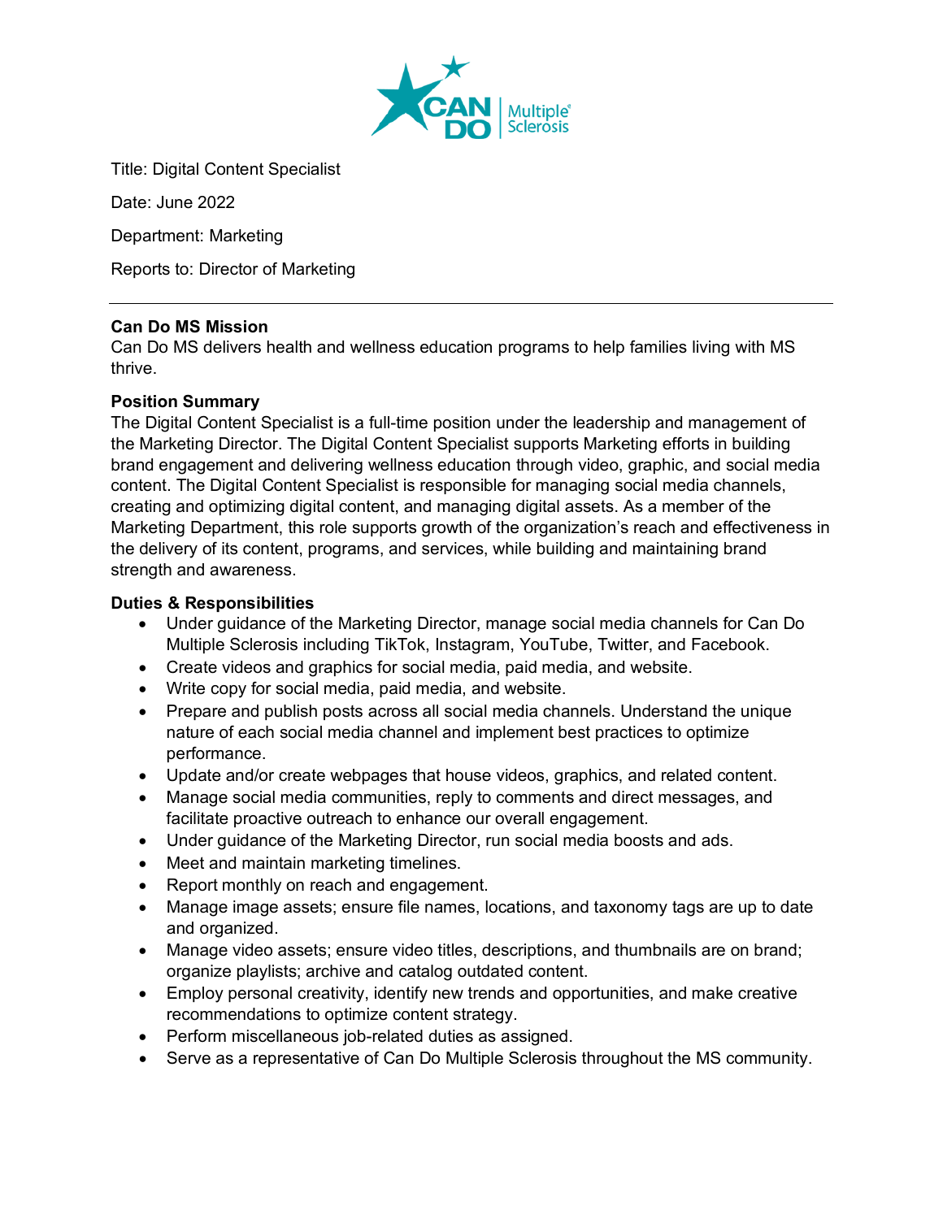Title: Digital Content Specialist

Date: June 2022

Department: Marketing

Reports to: Director of Marketing

---

**Can Do MS Mission**

Can Do MS delivers health and wellness education programs to help families living with MS thrive.

**Position Summary**

The Digital Content Specialist is a full-time position under the leadership and management of the Marketing Director. The Digital Content Specialist supports Marketing efforts in building brand engagement and delivering wellness education through video, graphic, and social media content. The Digital Content Specialist is responsible for managing social media channels, creating and optimizing digital content, and managing digital assets. As a member of the Marketing Department, this role supports growth of the organization's reach and effectiveness in the delivery of its content, programs, and services, while building and maintaining brand strength and awareness.

**Duties & Responsibilities**

- Under guidance of the Marketing Director, manage social media channels for Can Do Multiple Sclerosis including TikTok, Instagram, YouTube, Twitter, and Facebook.
- Create videos and graphics for social media, paid media, and website.
- Write copy for social media, paid media, and website.
- Prepare and publish posts across all social media channels. Understand the unique nature of each social media channel and implement best practices to optimize performance.
- Update and/or create webpages that house videos, graphics, and related content.
- Manage social media communities, reply to comments and direct messages, and facilitate proactive outreach to enhance our overall engagement.
- Under guidance of the Marketing Director, run social media boosts and ads.
- Meet and maintain marketing timelines.
- Report monthly on reach and engagement.
- Manage image assets; ensure file names, locations, and taxonomy tags are up to date and organized.
- Manage video assets; ensure video titles, descriptions, and thumbnails are on brand; organize playlists; archive and catalog outdated content.
- Employ personal creativity, identify new trends and opportunities, and make creative recommendations to optimize content strategy.
- Perform miscellaneous job-related duties as assigned.
- Serve as a representative of Can Do Multiple Sclerosis throughout the MS community.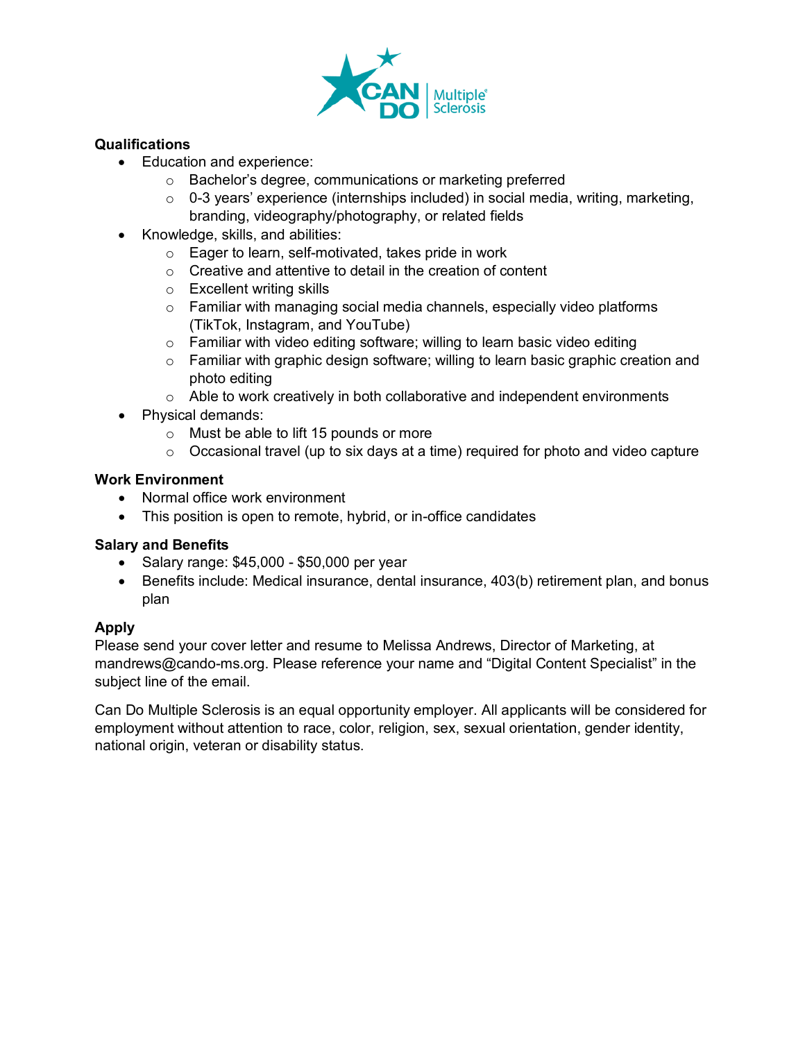**Qualifications**

- Education and experience:
  - Bachelor's degree, communications or marketing preferred
  - 0-3 years' experience (internships included) in social media, writing, marketing, branding, videography/photography, or related fields
- Knowledge, skills, and abilities:
  - Eager to learn, self-motivated, takes pride in work
  - Creative and attentive to detail in the creation of content
  - Excellent writing skills
  - Familiar with managing social media channels, especially video platforms (TikTok, Instagram, and YouTube)
  - Familiar with video editing software; willing to learn basic video editing
  - Familiar with graphic design software; willing to learn basic graphic creation and photo editing
  - Able to work creatively in both collaborative and independent environments
- Physical demands:
  - Must be able to lift 15 pounds or more
  - Occasional travel (up to six days at a time) required for photo and video capture

**Work Environment**

- Normal office work environment
- This position is open to remote, hybrid, or in-office candidates

**Salary and Benefits**

- Salary range: $45,000 - $50,000 per year
- Benefits include: Medical insurance, dental insurance, 403(b) retirement plan, and bonus plan

**Apply**

Please send your cover letter and resume to Melissa Andrews, Director of Marketing, at mandrews@cando-ms.org. Please reference your name and "Digital Content Specialist" in the subject line of the email.

Can Do Multiple Sclerosis is an equal opportunity employer. All applicants will be considered for employment without attention to race, color, religion, sex, sexual orientation, gender identity, national origin, veteran or disability status.